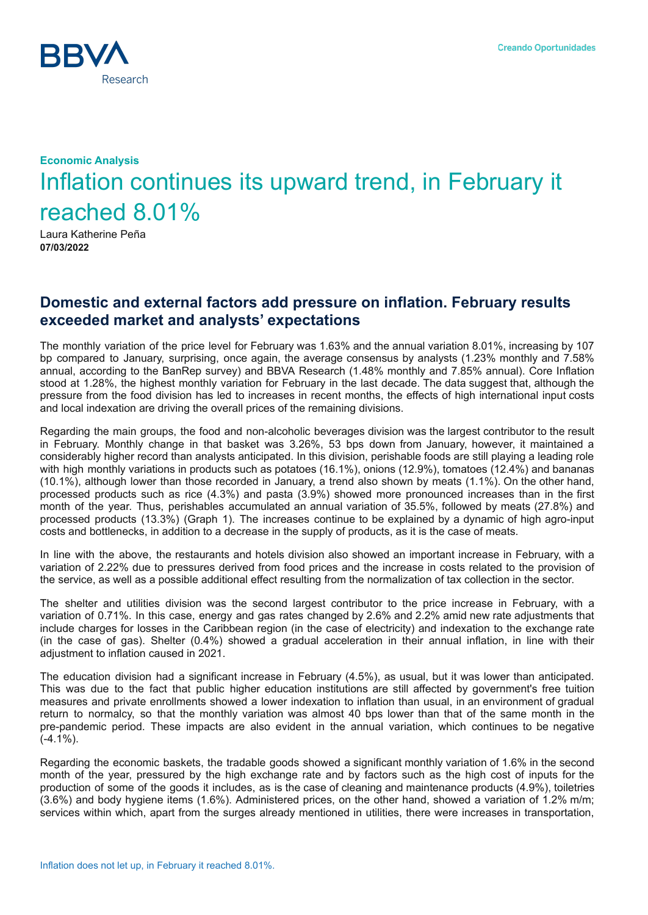**Economic Analysis**

# Inflation continues its upward trend, in February it reached 8.01%

Laura Katherine Peña
**07/03/2022**

## Domestic and external factors add pressure on inflation. February results exceeded market and analysts' expectations

The monthly variation of the price level for February was 1.63% and the annual variation 8.01%, increasing by 107 bp compared to January, surprising, once again, the average consensus by analysts (1.23% monthly and 7.58% annual, according to the BanRep survey) and BBVA Research (1.48% monthly and 7.85% annual). Core Inflation stood at 1.28%, the highest monthly variation for February in the last decade. The data suggest that, although the pressure from the food division has led to increases in recent months, the effects of high international input costs and local indexation are driving the overall prices of the remaining divisions.

Regarding the main groups, the food and non-alcoholic beverages division was the largest contributor to the result in February. Monthly change in that basket was 3.26%, 53 bps down from January, however, it maintained a considerably higher record than analysts anticipated. In this division, perishable foods are still playing a leading role with high monthly variations in products such as potatoes (16.1%), onions (12.9%), tomatoes (12.4%) and bananas (10.1%), although lower than those recorded in January, a trend also shown by meats (1.1%). On the other hand, processed products such as rice (4.3%) and pasta (3.9%) showed more pronounced increases than in the first month of the year. Thus, perishables accumulated an annual variation of 35.5%, followed by meats (27.8%) and processed products (13.3%) (Graph 1). The increases continue to be explained by a dynamic of high agro-input costs and bottlenecks, in addition to a decrease in the supply of products, as it is the case of meats.

In line with the above, the restaurants and hotels division also showed an important increase in February, with a variation of 2.22% due to pressures derived from food prices and the increase in costs related to the provision of the service, as well as a possible additional effect resulting from the normalization of tax collection in the sector.

The shelter and utilities division was the second largest contributor to the price increase in February, with a variation of 0.71%. In this case, energy and gas rates changed by 2.6% and 2.2% amid new rate adjustments that include charges for losses in the Caribbean region (in the case of electricity) and indexation to the exchange rate (in the case of gas). Shelter (0.4%) showed a gradual acceleration in their annual inflation, in line with their adjustment to inflation caused in 2021.

The education division had a significant increase in February (4.5%), as usual, but it was lower than anticipated. This was due to the fact that public higher education institutions are still affected by government's free tuition measures and private enrollments showed a lower indexation to inflation than usual, in an environment of gradual return to normalcy, so that the monthly variation was almost 40 bps lower than that of the same month in the pre-pandemic period. These impacts are also evident in the annual variation, which continues to be negative (-4.1%).

Regarding the economic baskets, the tradable goods showed a significant monthly variation of 1.6% in the second month of the year, pressured by the high exchange rate and by factors such as the high cost of inputs for the production of some of the goods it includes, as is the case of cleaning and maintenance products (4.9%), toiletries (3.6%) and body hygiene items (1.6%). Administered prices, on the other hand, showed a variation of 1.2% m/m; services within which, apart from the surges already mentioned in utilities, there were increases in transportation,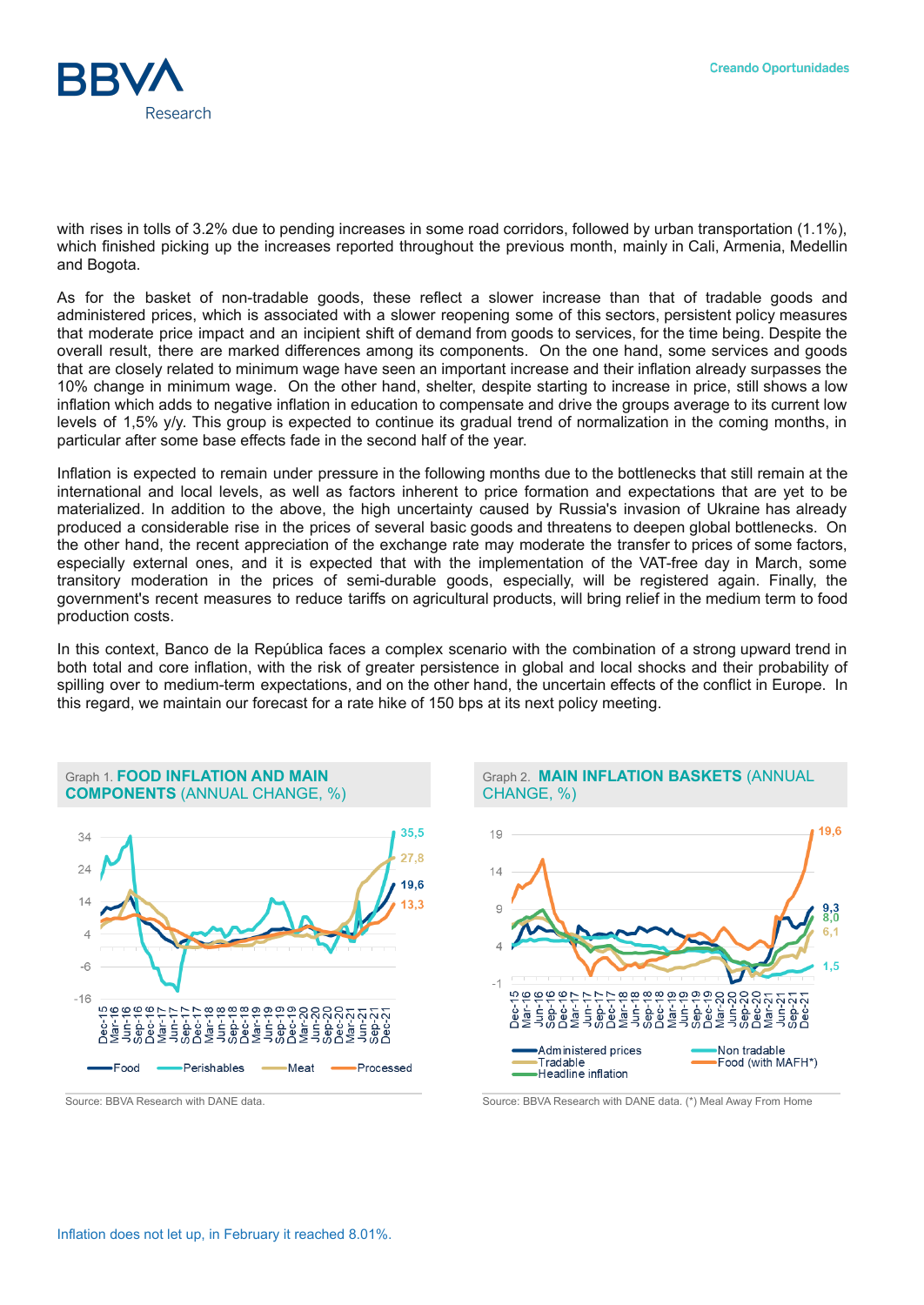with rises in tolls of 3.2% due to pending increases in some road corridors, followed by urban transportation (1.1%), which finished picking up the increases reported throughout the previous month, mainly in Cali, Armenia, Medellin and Bogota.

As for the basket of non-tradable goods, these reflect a slower increase than that of tradable goods and administered prices, which is associated with a slower reopening some of this sectors, persistent policy measures that moderate price impact and an incipient shift of demand from goods to services, for the time being. Despite the overall result, there are marked differences among its components. On the one hand, some services and goods that are closely related to minimum wage have seen an important increase and their inflation already surpasses the 10% change in minimum wage. On the other hand, shelter, despite starting to increase in price, still shows a low inflation which adds to negative inflation in education to compensate and drive the groups average to its current low levels of 1,5% y/y. This group is expected to continue its gradual trend of normalization in the coming months, in particular after some base effects fade in the second half of the year.

Inflation is expected to remain under pressure in the following months due to the bottlenecks that still remain at the international and local levels, as well as factors inherent to price formation and expectations that are yet to be materialized. In addition to the above, the high uncertainty caused by Russia's invasion of Ukraine has already produced a considerable rise in the prices of several basic goods and threatens to deepen global bottlenecks. On the other hand, the recent appreciation of the exchange rate may moderate the transfer to prices of some factors, especially external ones, and it is expected that with the implementation of the VAT-free day in March, some transitory moderation in the prices of semi-durable goods, especially, will be registered again. Finally, the government's recent measures to reduce tariffs on agricultural products, will bring relief in the medium term to food production costs.

In this context, Banco de la República faces a complex scenario with the combination of a strong upward trend in both total and core inflation, with the risk of greater persistence in global and local shocks and their probability of spilling over to medium-term expectations, and on the other hand, the uncertain effects of the conflict in Europe. In this regard, we maintain our forecast for a rate hike of 150 bps at its next policy meeting.

Graph 1. **FOOD INFLATION AND MAIN COMPONENTS** (ANNUAL CHANGE, %)

Source: BBVA Research with DANE data.

Graph 2. **MAIN INFLATION BASKETS** (ANNUAL CHANGE, %)

Source: BBVA Research with DANE data. (*) Meal Away From Home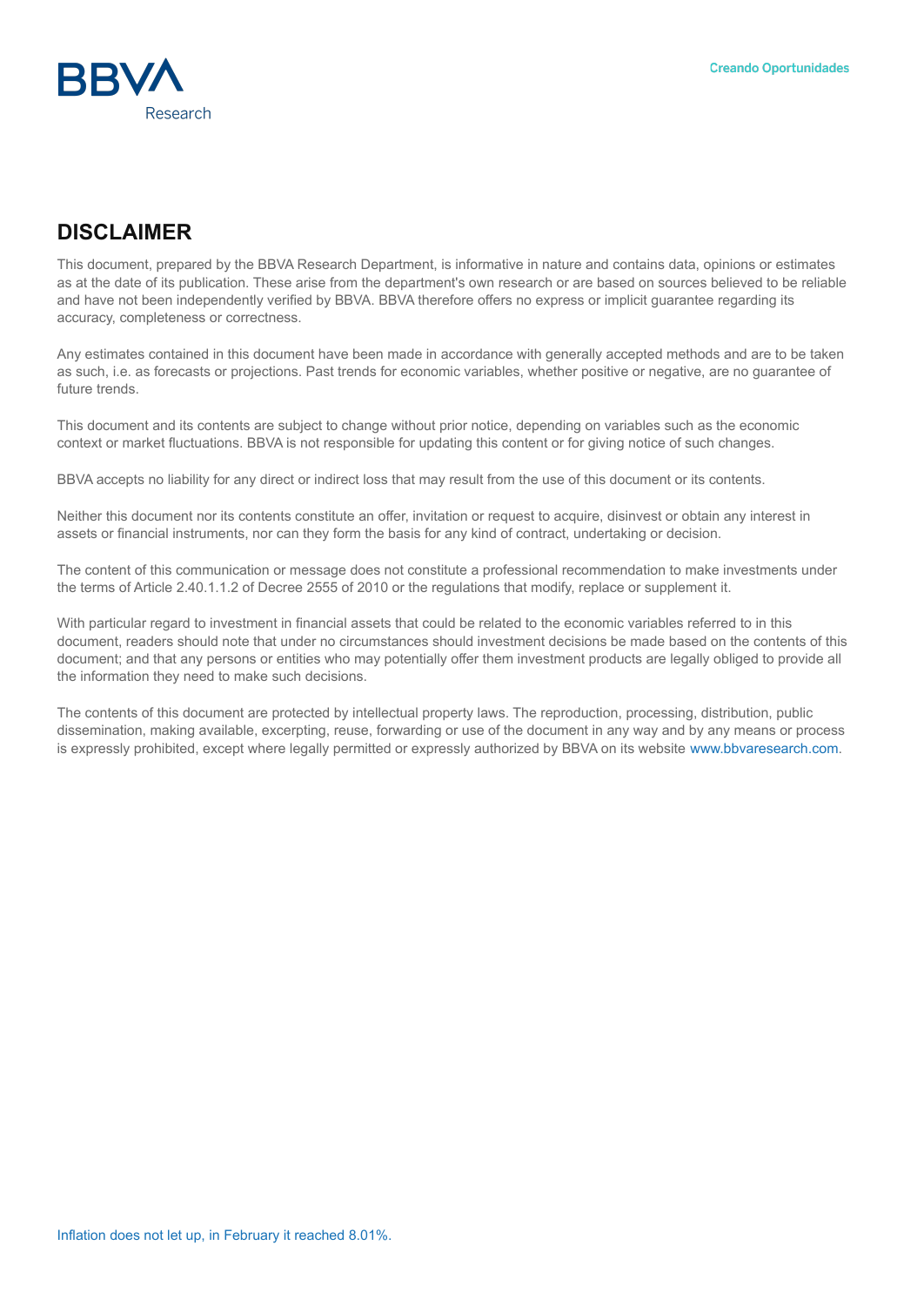# DISCLAIMER

This document, prepared by the BBVA Research Department, is informative in nature and contains data, opinions or estimates as at the date of its publication. These arise from the department's own research or are based on sources believed to be reliable and have not been independently verified by BBVA. BBVA therefore offers no express or implicit guarantee regarding its accuracy, completeness or correctness.

Any estimates contained in this document have been made in accordance with generally accepted methods and are to be taken as such, i.e. as forecasts or projections. Past trends for economic variables, whether positive or negative, are no guarantee of future trends.

This document and its contents are subject to change without prior notice, depending on variables such as the economic context or market fluctuations. BBVA is not responsible for updating this content or for giving notice of such changes.

BBVA accepts no liability for any direct or indirect loss that may result from the use of this document or its contents.

Neither this document nor its contents constitute an offer, invitation or request to acquire, disinvest or obtain any interest in assets or financial instruments, nor can they form the basis for any kind of contract, undertaking or decision.

The content of this communication or message does not constitute a professional recommendation to make investments under the terms of Article 2.40.1.1.2 of Decree 2555 of 2010 or the regulations that modify, replace or supplement it.

With particular regard to investment in financial assets that could be related to the economic variables referred to in this document, readers should note that under no circumstances should investment decisions be made based on the contents of this document; and that any persons or entities who may potentially offer them investment products are legally obliged to provide all the information they need to make such decisions.

The contents of this document are protected by intellectual property laws. The reproduction, processing, distribution, public dissemination, making available, excerpting, reuse, forwarding or use of the document in any way and by any means or process is expressly prohibited, except where legally permitted or expressly authorized by BBVA on its website www.bbvaresearch.com.